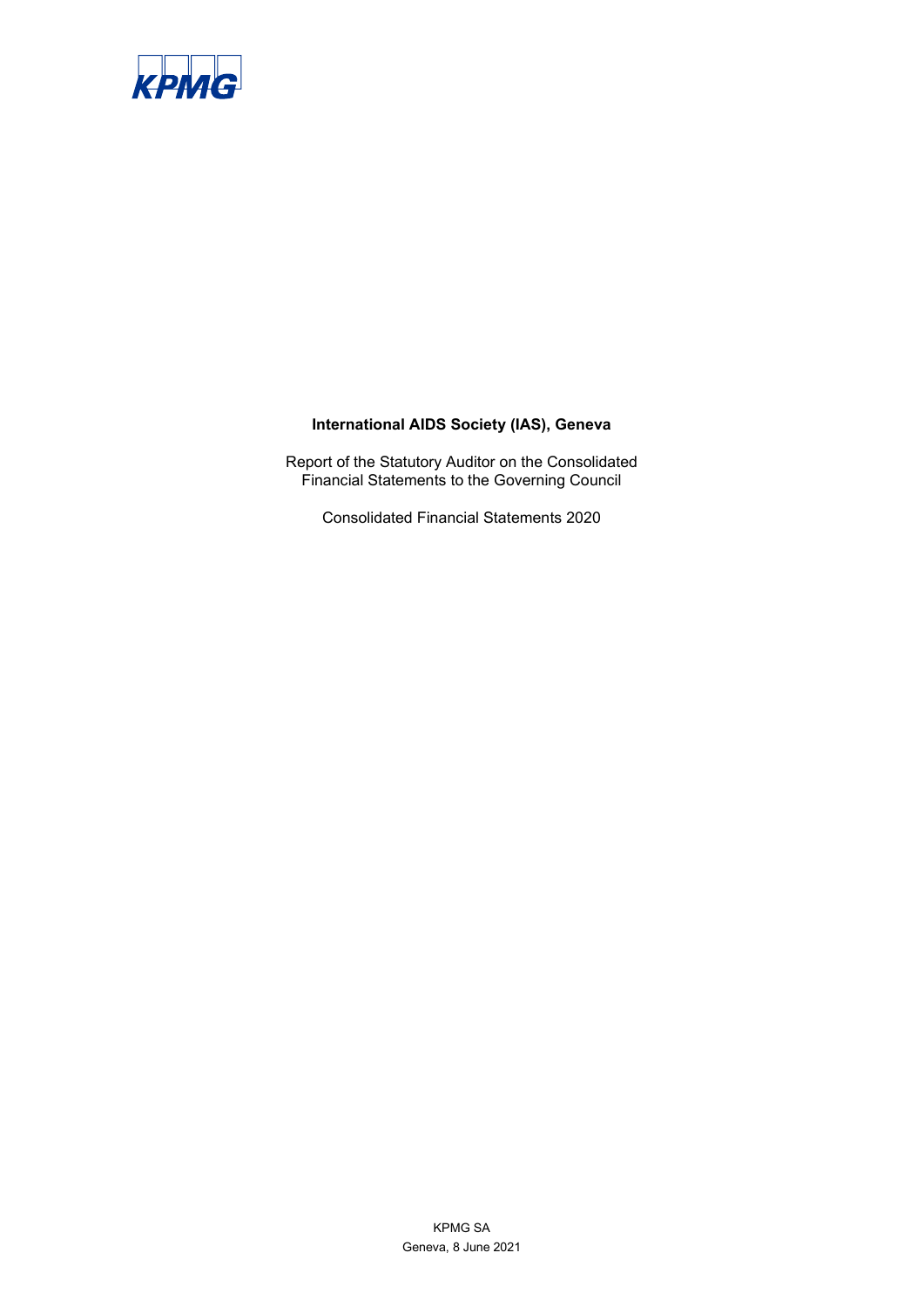KPMG

**International AIDS Society (IAS), Geneva**

Report of the Statutory Auditor on the Consolidated Financial Statements to the Governing Council

Consolidated Financial Statements 2020

KPMG SA
Geneva, 8 June 2021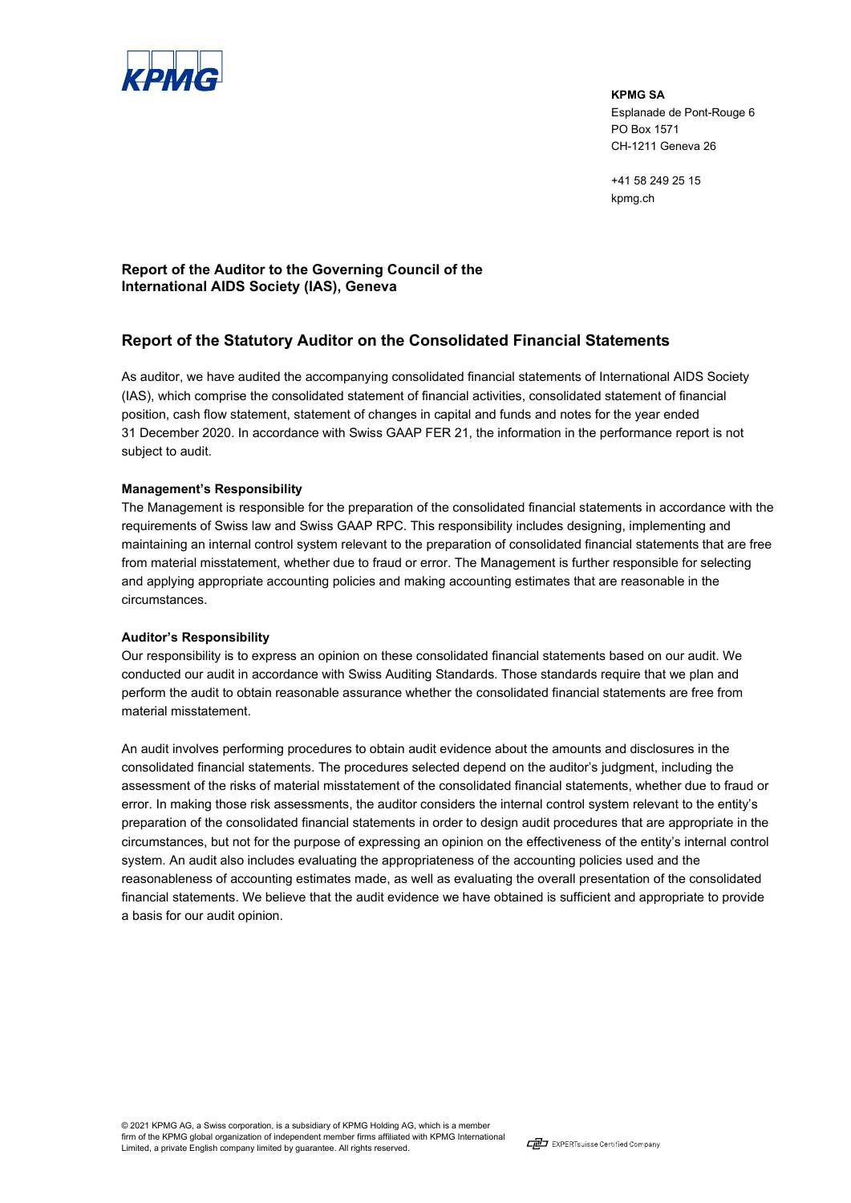**KPMG SA**
Esplanade de Pont-Rouge 6
PO Box 1571
CH-1211 Geneva 26

+41 58 249 25 15
kpmg.ch

**Report of the Auditor to the Governing Council of the International AIDS Society (IAS), Geneva**

## Report of the Statutory Auditor on the Consolidated Financial Statements

As auditor, we have audited the accompanying consolidated financial statements of International AIDS Society (IAS), which comprise the consolidated statement of financial activities, consolidated statement of financial position, cash flow statement, statement of changes in capital and funds and notes for the year ended 31 December 2020. In accordance with Swiss GAAP FER 21, the information in the performance report is not subject to audit.

**Management's Responsibility**

The Management is responsible for the preparation of the consolidated financial statements in accordance with the requirements of Swiss law and Swiss GAAP RPC. This responsibility includes designing, implementing and maintaining an internal control system relevant to the preparation of consolidated financial statements that are free from material misstatement, whether due to fraud or error. The Management is further responsible for selecting and applying appropriate accounting policies and making accounting estimates that are reasonable in the circumstances.

**Auditor's Responsibility**

Our responsibility is to express an opinion on these consolidated financial statements based on our audit. We conducted our audit in accordance with Swiss Auditing Standards. Those standards require that we plan and perform the audit to obtain reasonable assurance whether the consolidated financial statements are free from material misstatement.

An audit involves performing procedures to obtain audit evidence about the amounts and disclosures in the consolidated financial statements. The procedures selected depend on the auditor's judgment, including the assessment of the risks of material misstatement of the consolidated financial statements, whether due to fraud or error. In making those risk assessments, the auditor considers the internal control system relevant to the entity's preparation of the consolidated financial statements in order to design audit procedures that are appropriate in the circumstances, but not for the purpose of expressing an opinion on the effectiveness of the entity's internal control system. An audit also includes evaluating the appropriateness of the accounting policies used and the reasonableness of accounting estimates made, as well as evaluating the overall presentation of the consolidated financial statements. We believe that the audit evidence we have obtained is sufficient and appropriate to provide a basis for our audit opinion.

© 2021 KPMG AG, a Swiss corporation, is a subsidiary of KPMG Holding AG, which is a member firm of the KPMG global organization of independent member firms affiliated with KPMG International Limited, a private English company limited by guarantee. All rights reserved.

EXPERTsuisse Certified Company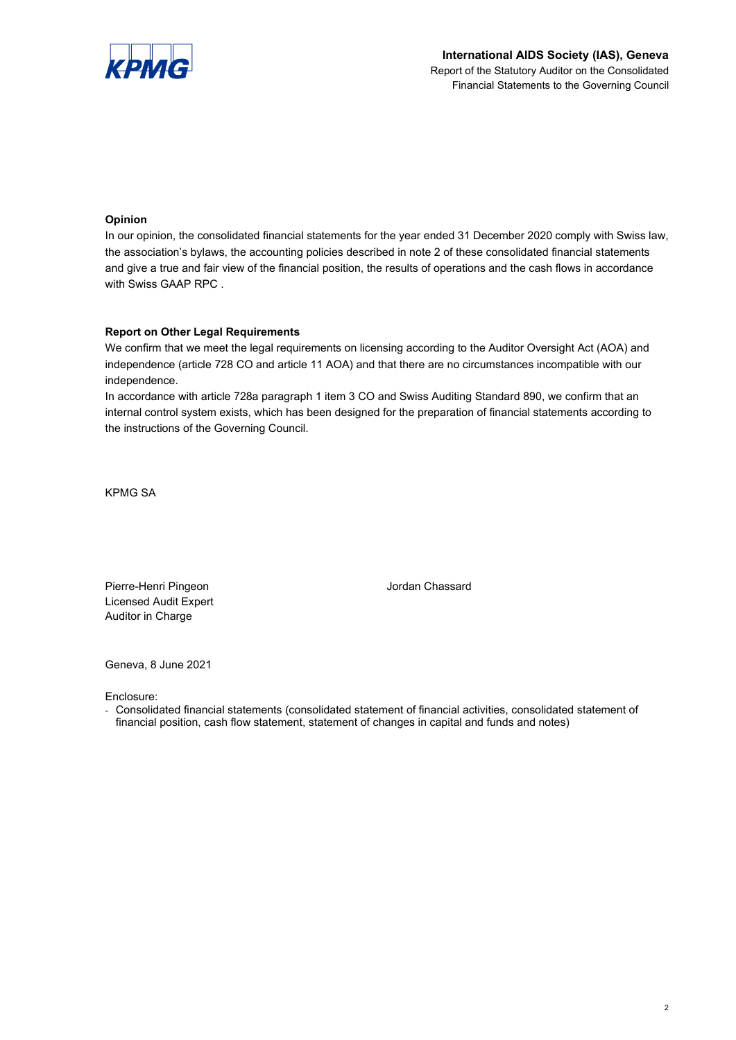**Opinion**

In our opinion, the consolidated financial statements for the year ended 31 December 2020 comply with Swiss law, the association's bylaws, the accounting policies described in note 2 of these consolidated financial statements and give a true and fair view of the financial position, the results of operations and the cash flows in accordance with Swiss GAAP RPC .

**Report on Other Legal Requirements**

We confirm that we meet the legal requirements on licensing according to the Auditor Oversight Act (AOA) and independence (article 728 CO and article 11 AOA) and that there are no circumstances incompatible with our independence.

In accordance with article 728a paragraph 1 item 3 CO and Swiss Auditing Standard 890, we confirm that an internal control system exists, which has been designed for the preparation of financial statements according to the instructions of the Governing Council.

KPMG SA

Pierre-Henri Pingeon
Licensed Audit Expert
Auditor in Charge

Jordan Chassard

Geneva, 8 June 2021

Enclosure:

- Consolidated financial statements (consolidated statement of financial activities, consolidated statement of financial position, cash flow statement, statement of changes in capital and funds and notes)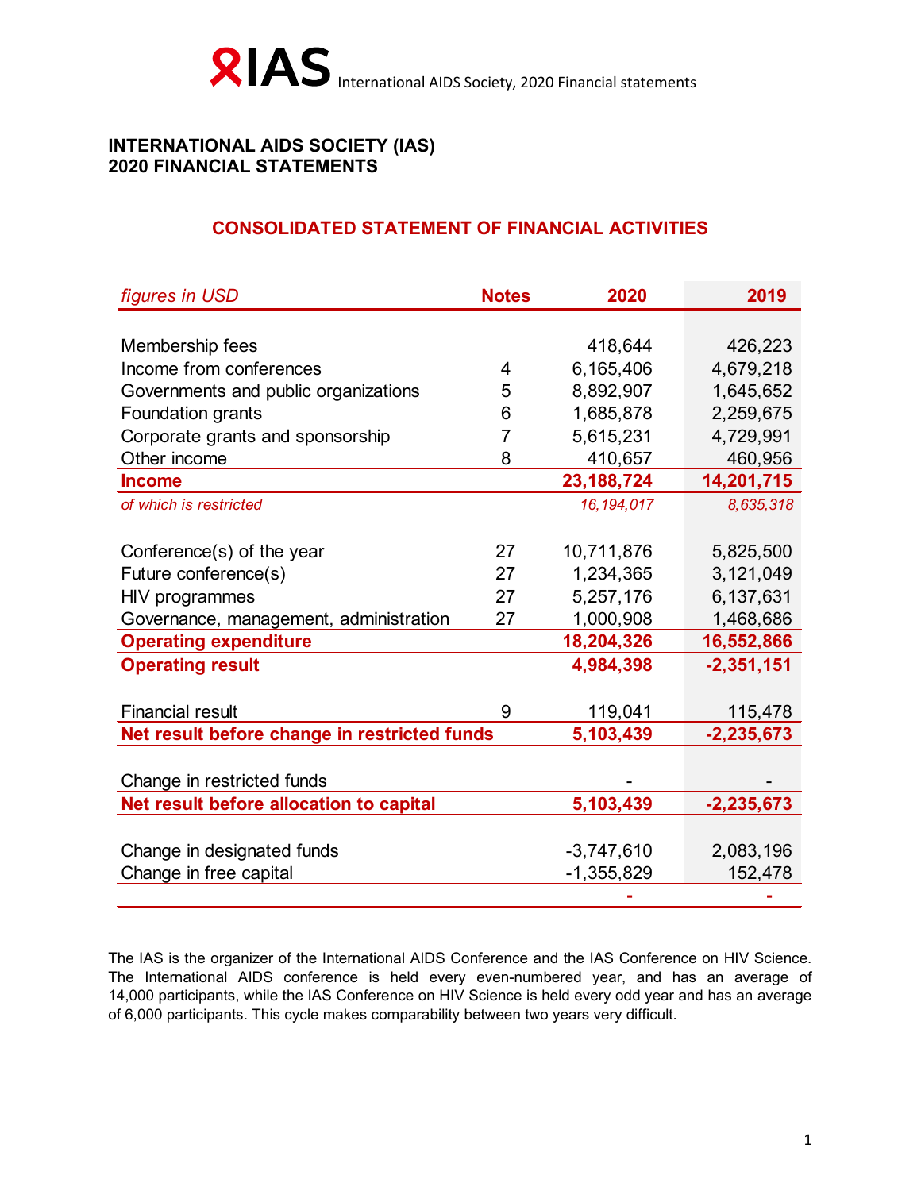# INTERNATIONAL AIDS SOCIETY (IAS)
# 2020 FINANCIAL STATEMENTS

## CONSOLIDATED STATEMENT OF FINANCIAL ACTIVITIES

| *figures in USD* | **Notes** | **2020** | **2019** |
|---|---|---|---|
| Membership fees | | 418,644 | 426,223 |
| Income from conferences | 4 | 6,165,406 | 4,679,218 |
| Governments and public organizations | 5 | 8,892,907 | 1,645,652 |
| Foundation grants | 6 | 1,685,878 | 2,259,675 |
| Corporate grants and sponsorship | 7 | 5,615,231 | 4,729,991 |
| Other income | 8 | 410,657 | 460,956 |
| **Income** | | **23,188,724** | **14,201,715** |
| *of which is restricted* | | *16,194,017* | *8,635,318* |
| Conference(s) of the year | 27 | 10,711,876 | 5,825,500 |
| Future conference(s) | 27 | 1,234,365 | 3,121,049 |
| HIV programmes | 27 | 5,257,176 | 6,137,631 |
| Governance, management, administration | 27 | 1,000,908 | 1,468,686 |
| **Operating expenditure** | | **18,204,326** | **16,552,866** |
| **Operating result** | | **4,984,398** | **-2,351,151** |
| Financial result | 9 | 119,041 | 115,478 |
| **Net result before change in restricted funds** | | **5,103,439** | **-2,235,673** |
| Change in restricted funds | | - | - |
| **Net result before allocation to capital** | | **5,103,439** | **-2,235,673** |
| Change in designated funds | | -3,747,610 | 2,083,196 |
| Change in free capital | | -1,355,829 | 152,478 |
| | | - | - |

The IAS is the organizer of the International AIDS Conference and the IAS Conference on HIV Science. The International AIDS conference is held every even-numbered year, and has an average of 14,000 participants, while the IAS Conference on HIV Science is held every odd year and has an average of 6,000 participants. This cycle makes comparability between two years very difficult.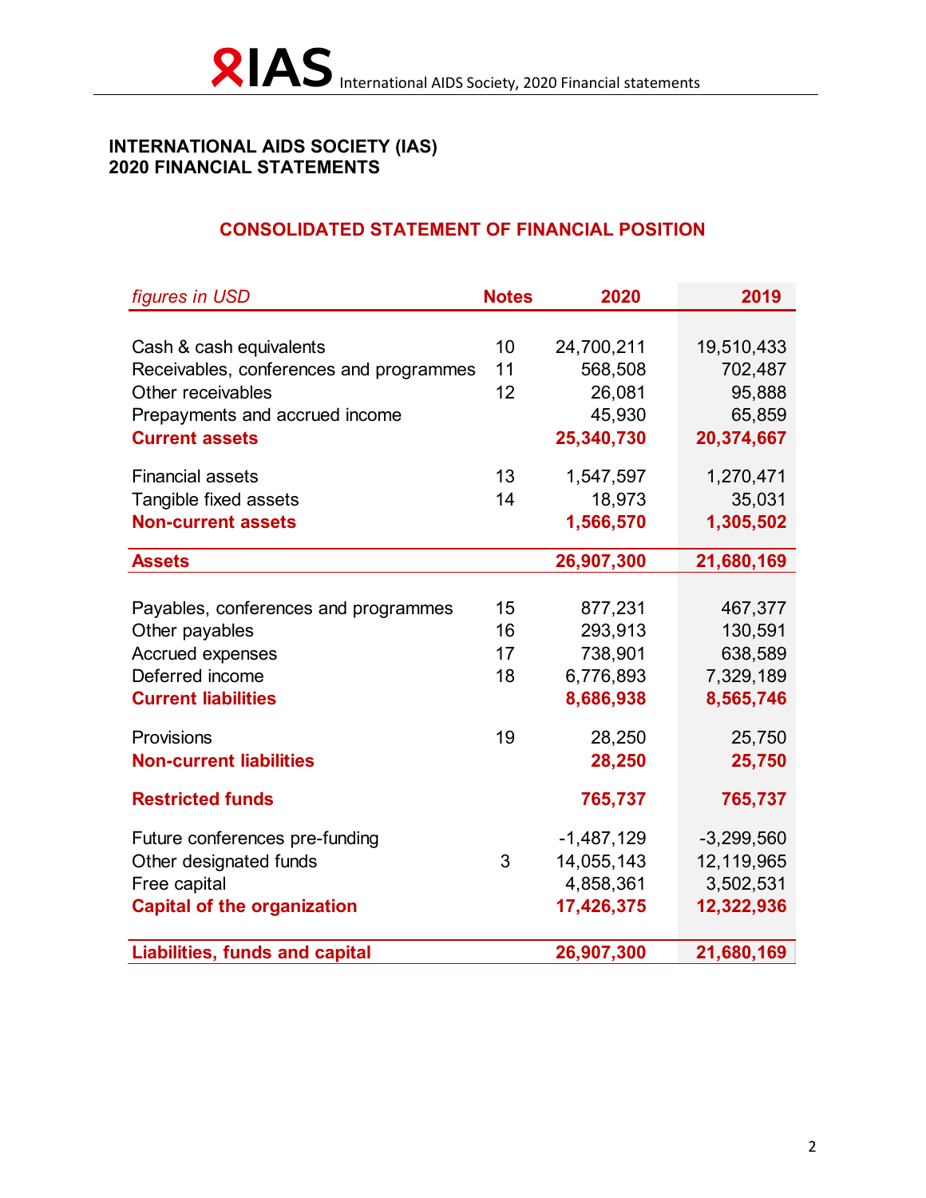# INTERNATIONAL AIDS SOCIETY (IAS)
# 2020 FINANCIAL STATEMENTS

## CONSOLIDATED STATEMENT OF FINANCIAL POSITION

| *figures in USD* | Notes | 2020 | 2019 |
|---|---|---|---|
| Cash & cash equivalents | 10 | 24,700,211 | 19,510,433 |
| Receivables, conferences and programmes | 11 | 568,508 | 702,487 |
| Other receivables | 12 | 26,081 | 95,888 |
| Prepayments and accrued income | | 45,930 | 65,859 |
| **Current assets** | | **25,340,730** | **20,374,667** |
| Financial assets | 13 | 1,547,597 | 1,270,471 |
| Tangible fixed assets | 14 | 18,973 | 35,031 |
| **Non-current assets** | | **1,566,570** | **1,305,502** |
| **Assets** | | **26,907,300** | **21,680,169** |
| Payables, conferences and programmes | 15 | 877,231 | 467,377 |
| Other payables | 16 | 293,913 | 130,591 |
| Accrued expenses | 17 | 738,901 | 638,589 |
| Deferred income | 18 | 6,776,893 | 7,329,189 |
| **Current liabilities** | | **8,686,938** | **8,565,746** |
| Provisions | 19 | 28,250 | 25,750 |
| **Non-current liabilities** | | **28,250** | **25,750** |
| **Restricted funds** | | **765,737** | **765,737** |
| Future conferences pre-funding | | -1,487,129 | -3,299,560 |
| Other designated funds | 3 | 14,055,143 | 12,119,965 |
| Free capital | | 4,858,361 | 3,502,531 |
| **Capital of the organization** | | **17,426,375** | **12,322,936** |
| **Liabilities, funds and capital** | | **26,907,300** | **21,680,169** |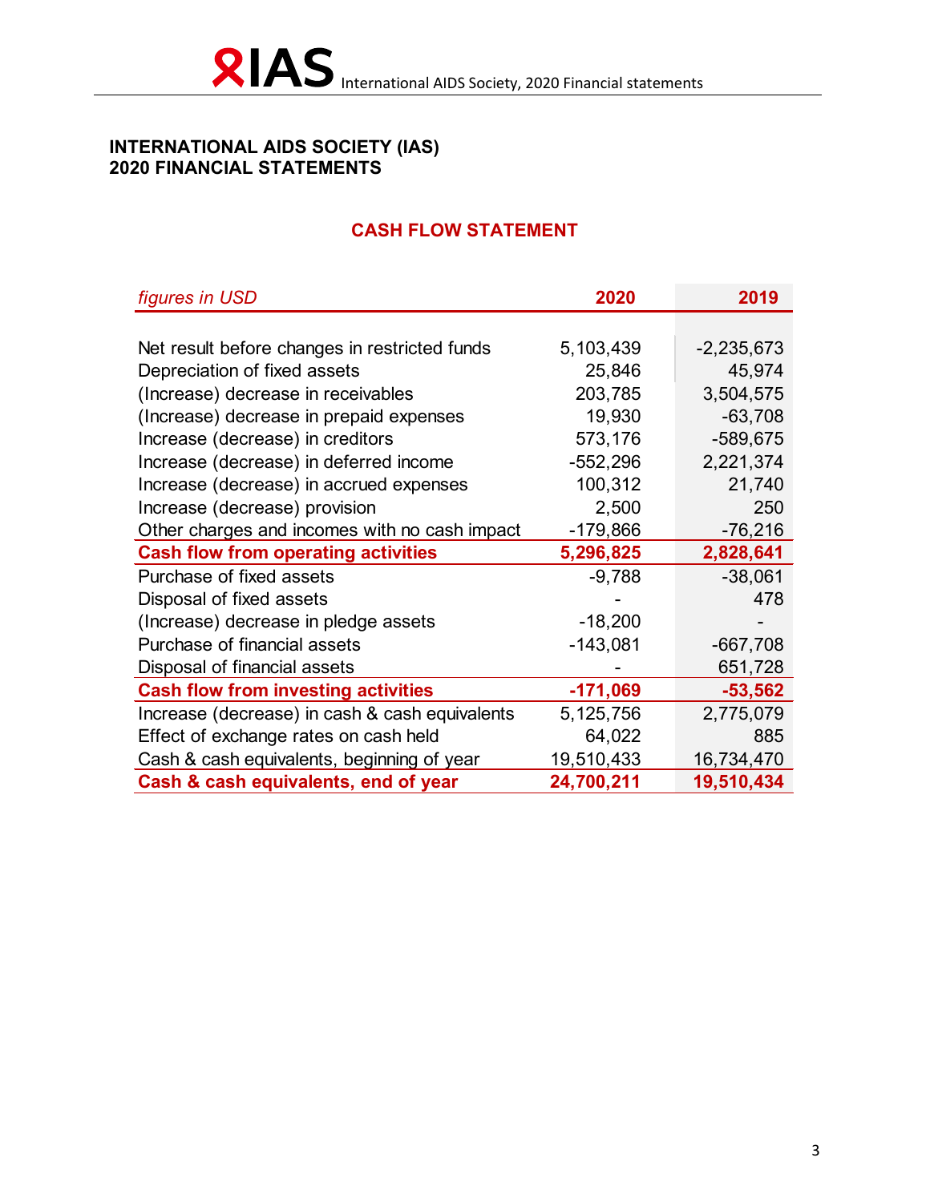**INTERNATIONAL AIDS SOCIETY (IAS)**
**2020 FINANCIAL STATEMENTS**

## CASH FLOW STATEMENT

| *figures in USD* | 2020 | 2019 |
|---|---|---|
| Net result before changes in restricted funds | 5,103,439 | -2,235,673 |
| Depreciation of fixed assets | 25,846 | 45,974 |
| (Increase) decrease in receivables | 203,785 | 3,504,575 |
| (Increase) decrease in prepaid expenses | 19,930 | -63,708 |
| Increase (decrease) in creditors | 573,176 | -589,675 |
| Increase (decrease) in deferred income | -552,296 | 2,221,374 |
| Increase (decrease) in accrued expenses | 100,312 | 21,740 |
| Increase (decrease) provision | 2,500 | 250 |
| Other charges and incomes with no cash impact | -179,866 | -76,216 |
| **Cash flow from operating activities** | **5,296,825** | **2,828,641** |
| Purchase of fixed assets | -9,788 | -38,061 |
| Disposal of fixed assets | - | 478 |
| (Increase) decrease in pledge assets | -18,200 | - |
| Purchase of financial assets | -143,081 | -667,708 |
| Disposal of financial assets | - | 651,728 |
| **Cash flow from investing activities** | **-171,069** | **-53,562** |
| Increase (decrease) in cash & cash equivalents | 5,125,756 | 2,775,079 |
| Effect of exchange rates on cash held | 64,022 | 885 |
| Cash & cash equivalents, beginning of year | 19,510,433 | 16,734,470 |
| **Cash & cash equivalents, end of year** | **24,700,211** | **19,510,434** |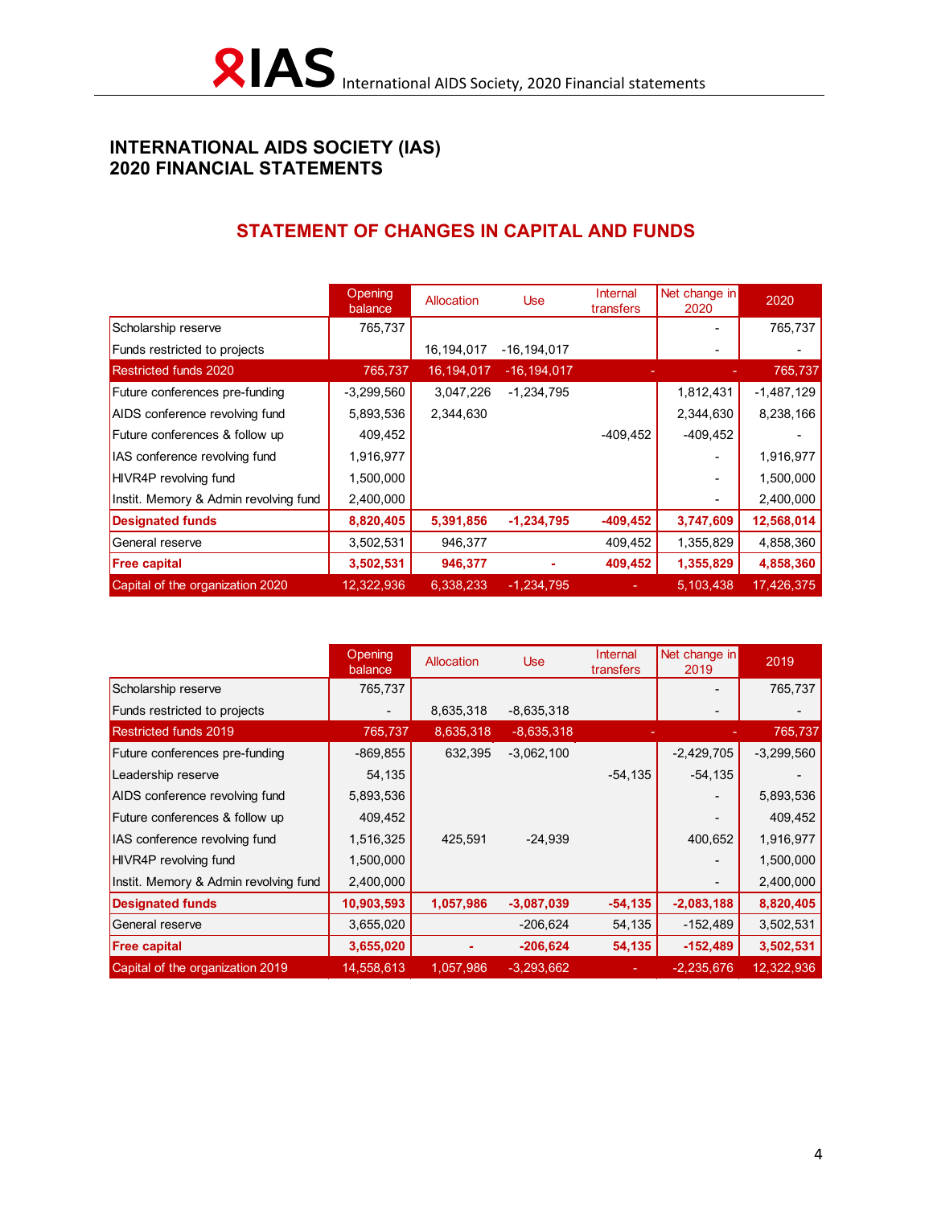# INTERNATIONAL AIDS SOCIETY (IAS)
# 2020 FINANCIAL STATEMENTS

## STATEMENT OF CHANGES IN CAPITAL AND FUNDS

| | Opening balance | Allocation | Use | Internal transfers | Net change in 2020 | 2020 |
|---|---|---|---|---|---|---|
| Scholarship reserve | 765,737 | | | | - | 765,737 |
| Funds restricted to projects | | 16,194,017 | -16,194,017 | | - | - |
| Restricted funds 2020 | 765,737 | 16,194,017 | -16,194,017 | - | - | 765,737 |
| Future conferences pre-funding | -3,299,560 | 3,047,226 | -1,234,795 | | 1,812,431 | -1,487,129 |
| AIDS conference revolving fund | 5,893,536 | 2,344,630 | | | 2,344,630 | 8,238,166 |
| Future conferences & follow up | 409,452 | | | -409,452 | -409,452 | - |
| IAS conference revolving fund | 1,916,977 | | | | - | 1,916,977 |
| HIVR4P revolving fund | 1,500,000 | | | | - | 1,500,000 |
| Instit. Memory & Admin revolving fund | 2,400,000 | | | | - | 2,400,000 |
| **Designated funds** | **8,820,405** | **5,391,856** | **-1,234,795** | **-409,452** | **3,747,609** | **12,568,014** |
| General reserve | 3,502,531 | 946,377 | | 409,452 | 1,355,829 | 4,858,360 |
| **Free capital** | **3,502,531** | **946,377** | **-** | **409,452** | **1,355,829** | **4,858,360** |
| Capital of the organization 2020 | 12,322,936 | 6,338,233 | -1,234,795 | - | 5,103,438 | 17,426,375 |

| | Opening balance | Allocation | Use | Internal transfers | Net change in 2019 | 2019 |
|---|---|---|---|---|---|---|
| Scholarship reserve | 765,737 | | | | - | 765,737 |
| Funds restricted to projects | - | 8,635,318 | -8,635,318 | | - | - |
| Restricted funds 2019 | 765,737 | 8,635,318 | -8,635,318 | - | - | 765,737 |
| Future conferences pre-funding | -869,855 | 632,395 | -3,062,100 | | -2,429,705 | -3,299,560 |
| Leadership reserve | 54,135 | | | -54,135 | -54,135 | - |
| AIDS conference revolving fund | 5,893,536 | | | | - | 5,893,536 |
| Future conferences & follow up | 409,452 | | | | - | 409,452 |
| IAS conference revolving fund | 1,516,325 | 425,591 | -24,939 | | 400,652 | 1,916,977 |
| HIVR4P revolving fund | 1,500,000 | | | | - | 1,500,000 |
| Instit. Memory & Admin revolving fund | 2,400,000 | | | | - | 2,400,000 |
| **Designated funds** | **10,903,593** | **1,057,986** | **-3,087,039** | **-54,135** | **-2,083,188** | **8,820,405** |
| General reserve | 3,655,020 | | -206,624 | 54,135 | -152,489 | 3,502,531 |
| **Free capital** | **3,655,020** | **-** | **-206,624** | **54,135** | **-152,489** | **3,502,531** |
| Capital of the organization 2019 | 14,558,613 | 1,057,986 | -3,293,662 | - | -2,235,676 | 12,322,936 |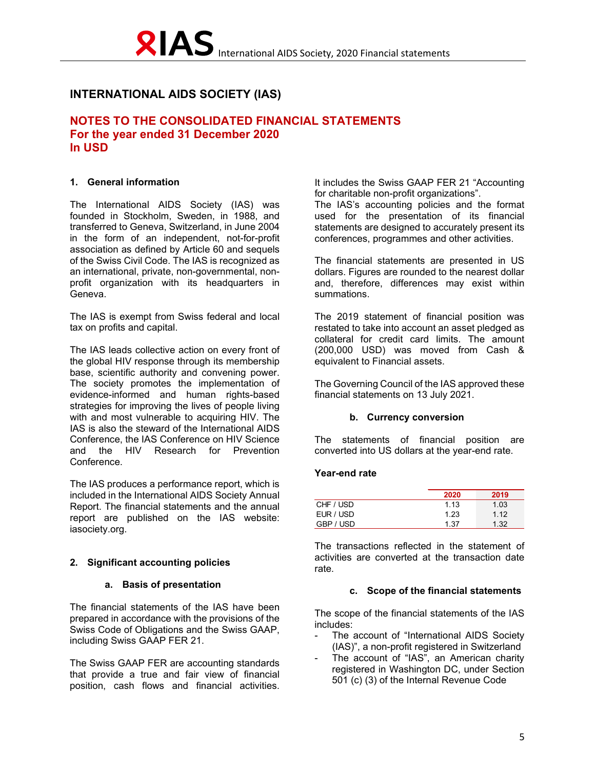# INTERNATIONAL AIDS SOCIETY (IAS)

## NOTES TO THE CONSOLIDATED FINANCIAL STATEMENTS
## For the year ended 31 December 2020
## In USD

### 1. General information

The International AIDS Society (IAS) was founded in Stockholm, Sweden, in 1988, and transferred to Geneva, Switzerland, in June 2004 in the form of an independent, not-for-profit association as defined by Article 60 and sequels of the Swiss Civil Code. The IAS is recognized as an international, private, non-governmental, non-profit organization with its headquarters in Geneva.

The IAS is exempt from Swiss federal and local tax on profits and capital.

The IAS leads collective action on every front of the global HIV response through its membership base, scientific authority and convening power. The society promotes the implementation of evidence-informed and human rights-based strategies for improving the lives of people living with and most vulnerable to acquiring HIV. The IAS is also the steward of the International AIDS Conference, the IAS Conference on HIV Science and the HIV Research for Prevention Conference.

The IAS produces a performance report, which is included in the International AIDS Society Annual Report. The financial statements and the annual report are published on the IAS website: iasociety.org.

### 2. Significant accounting policies

#### a. Basis of presentation

The financial statements of the IAS have been prepared in accordance with the provisions of the Swiss Code of Obligations and the Swiss GAAP, including Swiss GAAP FER 21.

The Swiss GAAP FER are accounting standards that provide a true and fair view of financial position, cash flows and financial activities. It includes the Swiss GAAP FER 21 "Accounting for charitable non-profit organizations".
The IAS's accounting policies and the format used for the presentation of its financial statements are designed to accurately present its conferences, programmes and other activities.

The financial statements are presented in US dollars. Figures are rounded to the nearest dollar and, therefore, differences may exist within summations.

The 2019 statement of financial position was restated to take into account an asset pledged as collateral for credit card limits. The amount (200,000 USD) was moved from Cash & equivalent to Financial assets.

The Governing Council of the IAS approved these financial statements on 13 July 2021.

#### b. Currency conversion

The statements of financial position are converted into US dollars at the year-end rate.

**Year-end rate**

| | 2020 | 2019 |
|---|---|---|
| CHF / USD | 1.13 | 1.03 |
| EUR / USD | 1.23 | 1.12 |
| GBP / USD | 1.37 | 1.32 |

The transactions reflected in the statement of activities are converted at the transaction date rate.

#### c. Scope of the financial statements

The scope of the financial statements of the IAS includes:

- The account of "International AIDS Society (IAS)", a non-profit registered in Switzerland
- The account of "IAS", an American charity registered in Washington DC, under Section 501 (c) (3) of the Internal Revenue Code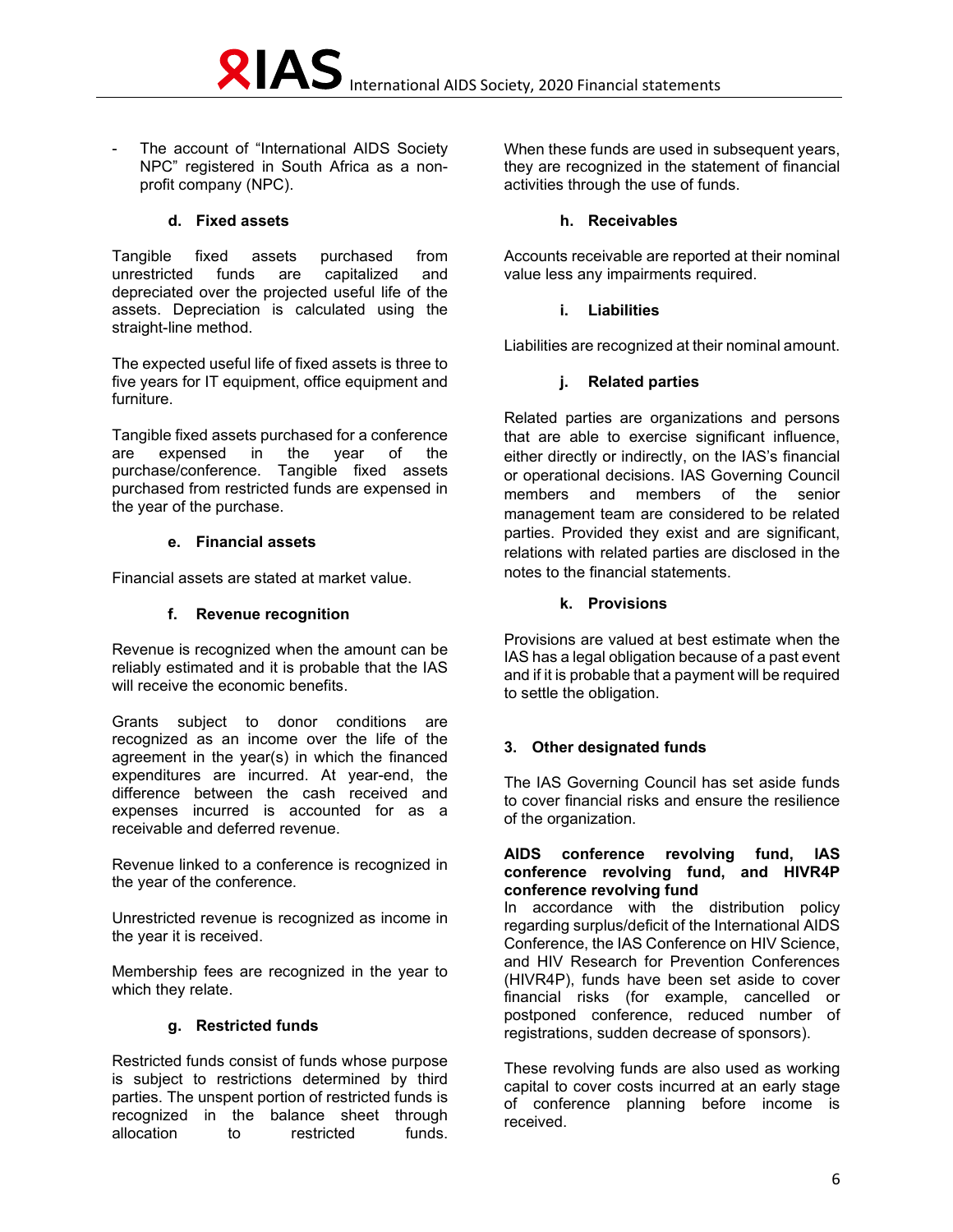- The account of "International AIDS Society NPC" registered in South Africa as a non-profit company (NPC).

#### d. Fixed assets

Tangible fixed assets purchased from unrestricted funds are capitalized and depreciated over the projected useful life of the assets. Depreciation is calculated using the straight-line method.

The expected useful life of fixed assets is three to five years for IT equipment, office equipment and furniture.

Tangible fixed assets purchased for a conference are expensed in the year of the purchase/conference. Tangible fixed assets purchased from restricted funds are expensed in the year of the purchase.

#### e. Financial assets

Financial assets are stated at market value.

#### f. Revenue recognition

Revenue is recognized when the amount can be reliably estimated and it is probable that the IAS will receive the economic benefits.

Grants subject to donor conditions are recognized as an income over the life of the agreement in the year(s) in which the financed expenditures are incurred. At year-end, the difference between the cash received and expenses incurred is accounted for as a receivable and deferred revenue.

Revenue linked to a conference is recognized in the year of the conference.

Unrestricted revenue is recognized as income in the year it is received.

Membership fees are recognized in the year to which they relate.

#### g. Restricted funds

Restricted funds consist of funds whose purpose is subject to restrictions determined by third parties. The unspent portion of restricted funds is recognized in the balance sheet through allocation to restricted funds. When these funds are used in subsequent years, they are recognized in the statement of financial activities through the use of funds.

#### h. Receivables

Accounts receivable are reported at their nominal value less any impairments required.

#### i. Liabilities

Liabilities are recognized at their nominal amount.

#### j. Related parties

Related parties are organizations and persons that are able to exercise significant influence, either directly or indirectly, on the IAS's financial or operational decisions. IAS Governing Council members and members of the senior management team are considered to be related parties. Provided they exist and are significant, relations with related parties are disclosed in the notes to the financial statements.

#### k. Provisions

Provisions are valued at best estimate when the IAS has a legal obligation because of a past event and if it is probable that a payment will be required to settle the obligation.

### 3. Other designated funds

The IAS Governing Council has set aside funds to cover financial risks and ensure the resilience of the organization.

**AIDS conference revolving fund, IAS conference revolving fund, and HIVR4P conference revolving fund**

In accordance with the distribution policy regarding surplus/deficit of the International AIDS Conference, the IAS Conference on HIV Science, and HIV Research for Prevention Conferences (HIVR4P), funds have been set aside to cover financial risks (for example, cancelled or postponed conference, reduced number of registrations, sudden decrease of sponsors).

These revolving funds are also used as working capital to cover costs incurred at an early stage of conference planning before income is received.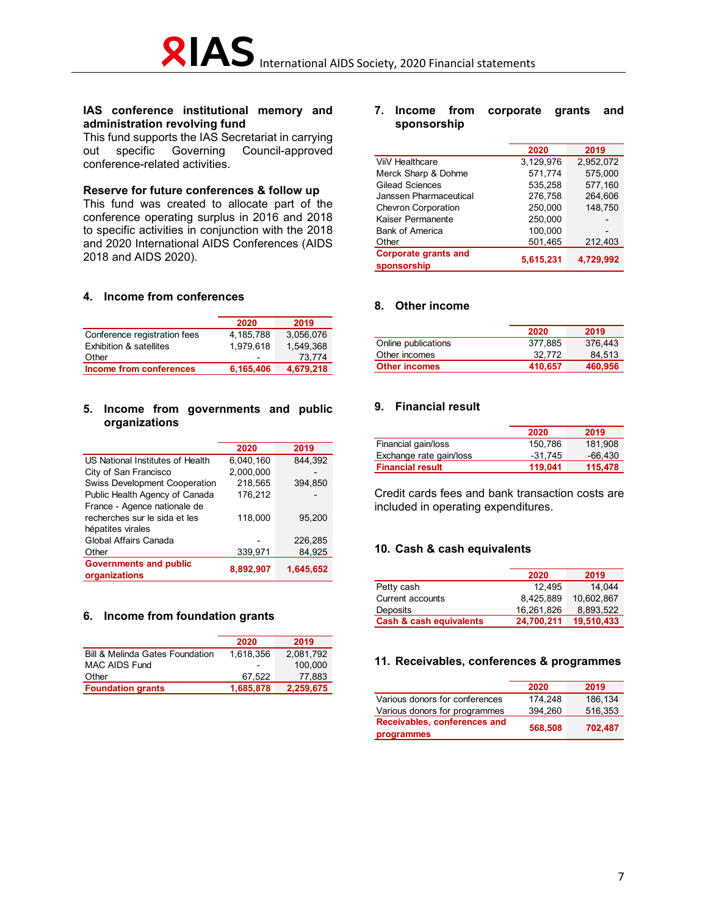**IAS conference institutional memory and administration revolving fund**

This fund supports the IAS Secretariat in carrying out specific Governing Council-approved conference-related activities.

**Reserve for future conferences & follow up**

This fund was created to allocate part of the conference operating surplus in 2016 and 2018 to specific activities in conjunction with the 2018 and 2020 International AIDS Conferences (AIDS 2018 and AIDS 2020).

## 4. Income from conferences

| | 2020 | 2019 |
|---|---|---|
| Conference registration fees | 4,185,788 | 3,056,076 |
| Exhibition & satellites | 1,979,618 | 1,549,368 |
| Other | - | 73,774 |
| **Income from conferences** | **6,165,406** | **4,679,218** |

## 5. Income from governments and public organizations

| | 2020 | 2019 |
|---|---|---|
| US National Institutes of Health | 6,040,160 | 844,392 |
| City of San Francisco | 2,000,000 | - |
| Swiss Development Cooperation | 218,565 | 394,850 |
| Public Health Agency of Canada | 176,212 | - |
| France - Agence nationale de recherches sur le sida et les hépatites virales | 118,000 | 95,200 |
| Global Affairs Canada | - | 226,285 |
| Other | 339,971 | 84,925 |
| **Governments and public organizations** | **8,892,907** | **1,645,652** |

## 6. Income from foundation grants

| | 2020 | 2019 |
|---|---|---|
| Bill & Melinda Gates Foundation | 1,618,356 | 2,081,792 |
| MAC AIDS Fund | - | 100,000 |
| Other | 67,522 | 77,883 |
| **Foundation grants** | **1,685,878** | **2,259,675** |

## 7. Income from corporate grants and sponsorship

| | 2020 | 2019 |
|---|---|---|
| ViiV Healthcare | 3,129,976 | 2,952,072 |
| Merck Sharp & Dohme | 571,774 | 575,000 |
| Gilead Sciences | 535,258 | 577,160 |
| Janssen Pharmaceutical | 276,758 | 264,606 |
| Chevron Corporation | 250,000 | 148,750 |
| Kaiser Permanente | 250,000 | - |
| Bank of America | 100,000 | - |
| Other | 501,465 | 212,403 |
| **Corporate grants and sponsorship** | **5,615,231** | **4,729,992** |

## 8. Other income

| | 2020 | 2019 |
|---|---|---|
| Online publications | 377,885 | 376,443 |
| Other incomes | 32,772 | 84,513 |
| **Other incomes** | **410,657** | **460,956** |

## 9. Financial result

| | 2020 | 2019 |
|---|---|---|
| Financial gain/loss | 150,786 | 181,908 |
| Exchange rate gain/loss | -31,745 | -66,430 |
| **Financial result** | **119,041** | **115,478** |

Credit cards fees and bank transaction costs are included in operating expenditures.

## 10. Cash & cash equivalents

| | 2020 | 2019 |
|---|---|---|
| Petty cash | 12,495 | 14,044 |
| Current accounts | 8,425,889 | 10,602,867 |
| Deposits | 16,261,826 | 8,893,522 |
| **Cash & cash equivalents** | **24,700,211** | **19,510,433** |

## 11. Receivables, conferences & programmes

| | 2020 | 2019 |
|---|---|---|
| Various donors for conferences | 174,248 | 186,134 |
| Various donors for programmes | 394,260 | 516,353 |
| **Receivables, conferences and programmes** | **568,508** | **702,487** |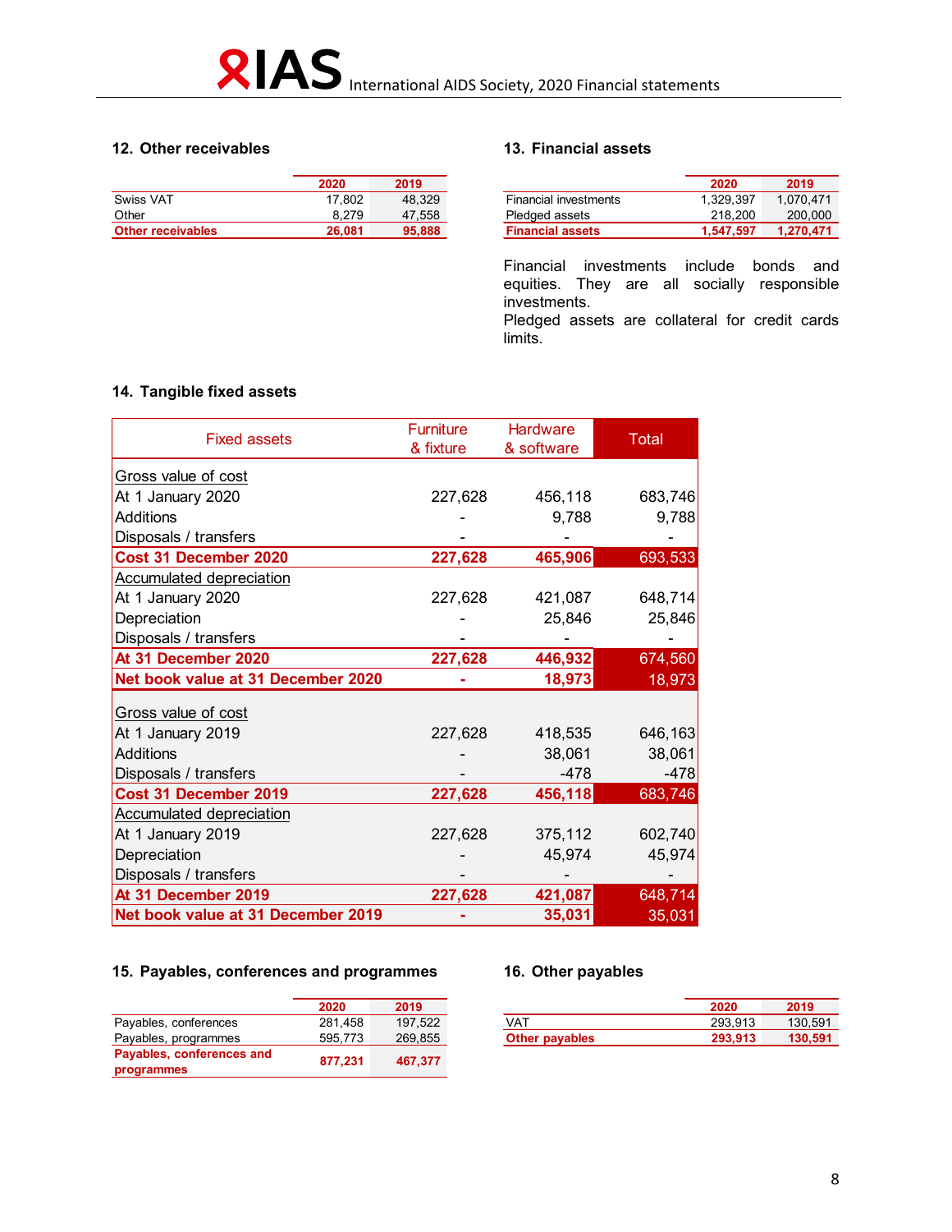### 12. Other receivables

| | 2020 | 2019 |
|---|---|---|
| Swiss VAT | 17,802 | 48,329 |
| Other | 8,279 | 47,558 |
| **Other receivables** | **26,081** | **95,888** |

### 13. Financial assets

| | 2020 | 2019 |
|---|---|---|
| Financial investments | 1,329,397 | 1,070,471 |
| Pledged assets | 218,200 | 200,000 |
| **Financial assets** | **1,547,597** | **1,270,471** |

Financial investments include bonds and equities. They are all socially responsible investments.
Pledged assets are collateral for credit cards limits.

### 14. Tangible fixed assets

| Fixed assets | Furniture & fixture | Hardware & software | Total |
|---|---|---|---|
| Gross value of cost | | | |
| At 1 January 2020 | 227,628 | 456,118 | 683,746 |
| Additions | - | 9,788 | 9,788 |
| Disposals / transfers | - | - | - |
| **Cost 31 December 2020** | **227,628** | **465,906** | 693,533 |
| Accumulated depreciation | | | |
| At 1 January 2020 | 227,628 | 421,087 | 648,714 |
| Depreciation | - | 25,846 | 25,846 |
| Disposals / transfers | - | - | - |
| **At 31 December 2020** | **227,628** | **446,932** | 674,560 |
| **Net book value at 31 December 2020** | **-** | **18,973** | 18,973 |
| Gross value of cost | | | |
| At 1 January 2019 | 227,628 | 418,535 | 646,163 |
| Additions | - | 38,061 | 38,061 |
| Disposals / transfers | - | -478 | -478 |
| **Cost 31 December 2019** | **227,628** | **456,118** | 683,746 |
| Accumulated depreciation | | | |
| At 1 January 2019 | 227,628 | 375,112 | 602,740 |
| Depreciation | - | 45,974 | 45,974 |
| Disposals / transfers | - | - | - |
| **At 31 December 2019** | **227,628** | **421,087** | 648,714 |
| **Net book value at 31 December 2019** | **-** | **35,031** | 35,031 |

### 15. Payables, conferences and programmes

| | 2020 | 2019 |
|---|---|---|
| Payables, conferences | 281,458 | 197,522 |
| Payables, programmes | 595,773 | 269,855 |
| **Payables, conferences and programmes** | **877,231** | **467,377** |

### 16. Other payables

| | 2020 | 2019 |
|---|---|---|
| VAT | 293,913 | 130,591 |
| **Other payables** | **293,913** | **130,591** |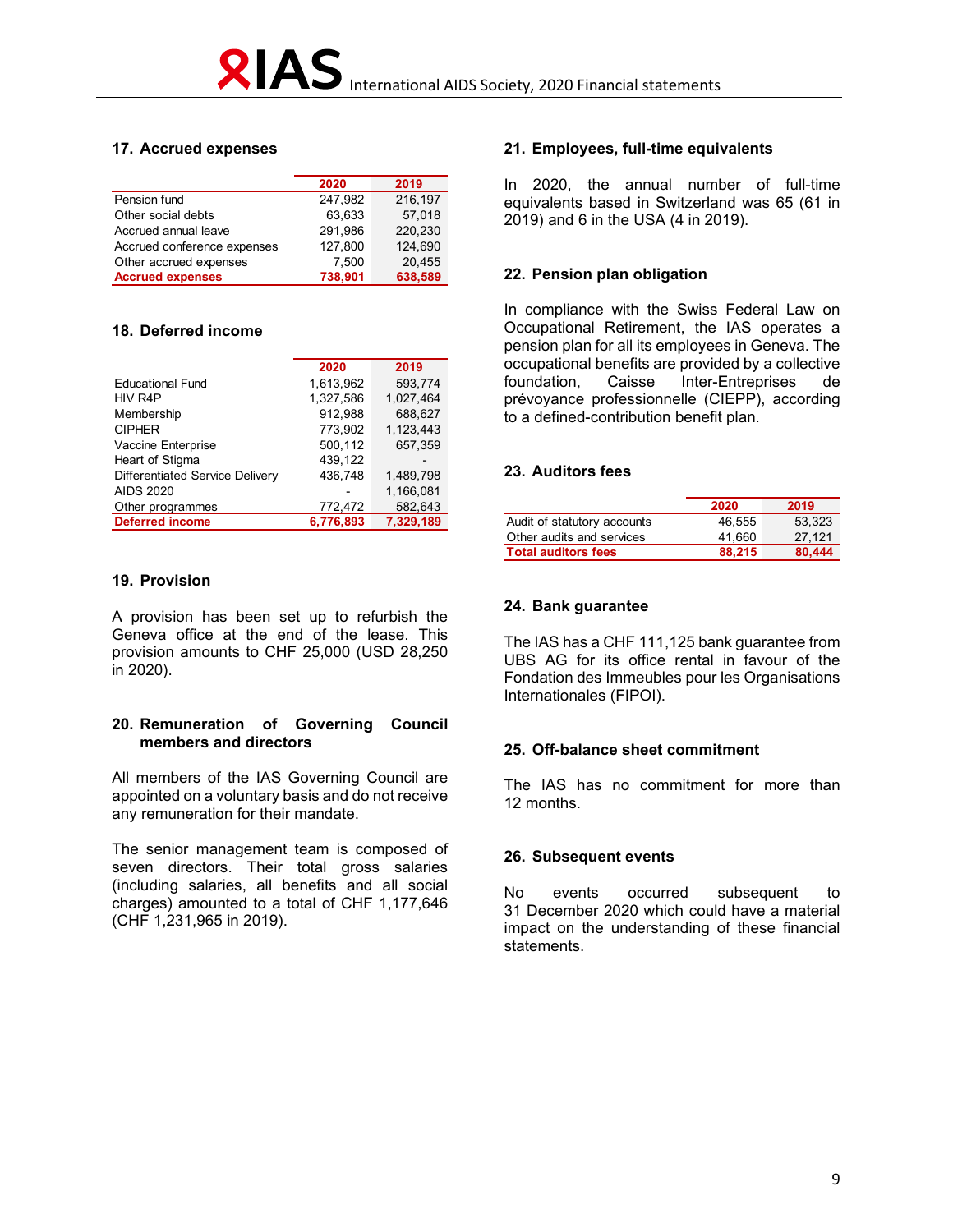## 17. Accrued expenses

| | 2020 | 2019 |
|---|---|---|
| Pension fund | 247,982 | 216,197 |
| Other social debts | 63,633 | 57,018 |
| Accrued annual leave | 291,986 | 220,230 |
| Accrued conference expenses | 127,800 | 124,690 |
| Other accrued expenses | 7,500 | 20,455 |
| **Accrued expenses** | **738,901** | **638,589** |

## 18. Deferred income

| | 2020 | 2019 |
|---|---|---|
| Educational Fund | 1,613,962 | 593,774 |
| HIV R4P | 1,327,586 | 1,027,464 |
| Membership | 912,988 | 688,627 |
| CIPHER | 773,902 | 1,123,443 |
| Vaccine Enterprise | 500,112 | 657,359 |
| Heart of Stigma | 439,122 | - |
| Differentiated Service Delivery | 436,748 | 1,489,798 |
| AIDS 2020 | - | 1,166,081 |
| Other programmes | 772,472 | 582,643 |
| **Deferred income** | **6,776,893** | **7,329,189** |

## 19. Provision

A provision has been set up to refurbish the Geneva office at the end of the lease. This provision amounts to CHF 25,000 (USD 28,250 in 2020).

## 20. Remuneration of Governing Council members and directors

All members of the IAS Governing Council are appointed on a voluntary basis and do not receive any remuneration for their mandate.

The senior management team is composed of seven directors. Their total gross salaries (including salaries, all benefits and all social charges) amounted to a total of CHF 1,177,646 (CHF 1,231,965 in 2019).

## 21. Employees, full-time equivalents

In 2020, the annual number of full-time equivalents based in Switzerland was 65 (61 in 2019) and 6 in the USA (4 in 2019).

## 22. Pension plan obligation

In compliance with the Swiss Federal Law on Occupational Retirement, the IAS operates a pension plan for all its employees in Geneva. The occupational benefits are provided by a collective foundation, Caisse Inter-Entreprises de prévoyance professionnelle (CIEPP), according to a defined-contribution benefit plan.

## 23. Auditors fees

| | 2020 | 2019 |
|---|---|---|
| Audit of statutory accounts | 46,555 | 53,323 |
| Other audits and services | 41,660 | 27,121 |
| **Total auditors fees** | **88,215** | **80,444** |

## 24. Bank guarantee

The IAS has a CHF 111,125 bank guarantee from UBS AG for its office rental in favour of the Fondation des Immeubles pour les Organisations Internationales (FIPOI).

## 25. Off-balance sheet commitment

The IAS has no commitment for more than 12 months.

## 26. Subsequent events

No events occurred subsequent to 31 December 2020 which could have a material impact on the understanding of these financial statements.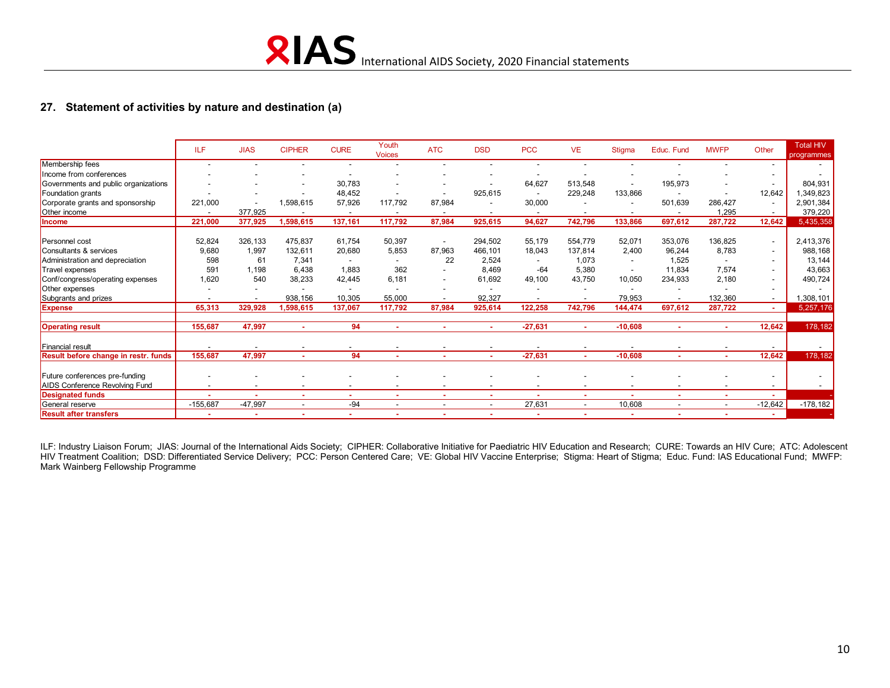## 27. Statement of activities by nature and destination (a)

| | ILF | JIAS | CIPHER | CURE | Youth Voices | ATC | DSD | PCC | VE | Stigma | Educ. Fund | MWFP | Other | Total HIV programmes |
|---|---|---|---|---|---|---|---|---|---|---|---|---|---|---|
| Membership fees | - | - | - | - | - | - | - | - | - | - | - | - | - | - |
| Income from conferences | - | - | - | - | - | - | - | - | - | - | - | - | - | - |
| Governments and public organizations | - | - | - | 30,783 | - | - | - | 64,627 | 513,548 | - | 195,973 | - | - | 804,931 |
| Foundation grants | - | - | - | 48,452 | - | - | 925,615 | - | 229,248 | 133,866 | - | - | 12,642 | 1,349,823 |
| Corporate grants and sponsorship | 221,000 | - | 1,598,615 | 57,926 | 117,792 | 87,984 | - | 30,000 | - | - | 501,639 | 286,427 | - | 2,901,384 |
| Other income | - | 377,925 | - | - | - | - | - | - | - | - | - | 1,295 | - | 379,220 |
| **Income** | **221,000** | **377,925** | **1,598,615** | **137,161** | **117,792** | **87,984** | **925,615** | **94,627** | **742,796** | **133,866** | **697,612** | **287,722** | **12,642** | **5,435,358** |
| | | | | | | | | | | | | | | |
| Personnel cost | 52,824 | 326,133 | 475,837 | 61,754 | 50,397 | - | 294,502 | 55,179 | 554,779 | 52,071 | 353,076 | 136,825 | - | 2,413,376 |
| Consultants & services | 9,680 | 1,997 | 132,611 | 20,680 | 5,853 | 87,963 | 466,101 | 18,043 | 137,814 | 2,400 | 96,244 | 8,783 | - | 988,168 |
| Administration and depreciation | 598 | 61 | 7,341 | - | - | 22 | 2,524 | - | 1,073 | - | 1,525 | - | - | 13,144 |
| Travel expenses | 591 | 1,198 | 6,438 | 1,883 | 362 | - | 8,469 | -64 | 5,380 | - | 11,834 | 7,574 | - | 43,663 |
| Conf/congress/operating expenses | 1,620 | 540 | 38,233 | 42,445 | 6,181 | - | 61,692 | 49,100 | 43,750 | 10,050 | 234,933 | 2,180 | - | 490,724 |
| Other expenses | - | - | - | - | - | - | - | - | - | - | - | - | - | - |
| Subgrants and prizes | - | - | 938,156 | 10,305 | 55,000 | - | 92,327 | - | - | 79,953 | - | 132,360 | - | 1,308,101 |
| **Expense** | **65,313** | **329,928** | **1,598,615** | **137,067** | **117,792** | **87,984** | **925,614** | **122,258** | **742,796** | **144,474** | **697,612** | **287,722** | **-** | **5,257,176** |
| | | | | | | | | | | | | | | |
| **Operating result** | **155,687** | **47,997** | **-** | **94** | **-** | **-** | **-** | **-27,631** | **-** | **-10,608** | **-** | **-** | **12,642** | **178,182** |
| | | | | | | | | | | | | | | |
| Financial result | - | - | - | - | - | - | - | - | - | - | - | - | - | - |
| **Result before change in restr. funds** | **155,687** | **47,997** | **-** | **94** | **-** | **-** | **-** | **-27,631** | **-** | **-10,608** | **-** | **-** | **12,642** | **178,182** |
| | | | | | | | | | | | | | | |
| Future conferences pre-funding | - | - | - | - | - | - | - | - | - | - | - | - | - | - |
| AIDS Conference Revolving Fund | - | - | - | - | - | - | - | - | - | - | - | - | - | - |
| **Designated funds** | **-** | **-** | **-** | **-** | **-** | **-** | **-** | **-** | **-** | **-** | **-** | **-** | **-** | **-** |
| General reserve | -155,687 | -47,997 | - | -94 | - | - | - | 27,631 | - | 10,608 | - | - | -12,642 | -178,182 |
| **Result after transfers** | **-** | **-** | **-** | **-** | **-** | **-** | **-** | **-** | **-** | **-** | **-** | **-** | **-** | **-** |

ILF: Industry Liaison Forum; JIAS: Journal of the International Aids Society; CIPHER: Collaborative Initiative for Paediatric HIV Education and Research; CURE: Towards an HIV Cure; ATC: Adolescent HIV Treatment Coalition; DSD: Differentiated Service Delivery; PCC: Person Centered Care; VE: Global HIV Vaccine Enterprise; Stigma: Heart of Stigma; Educ. Fund: IAS Educational Fund; MWFP: Mark Wainberg Fellowship Programme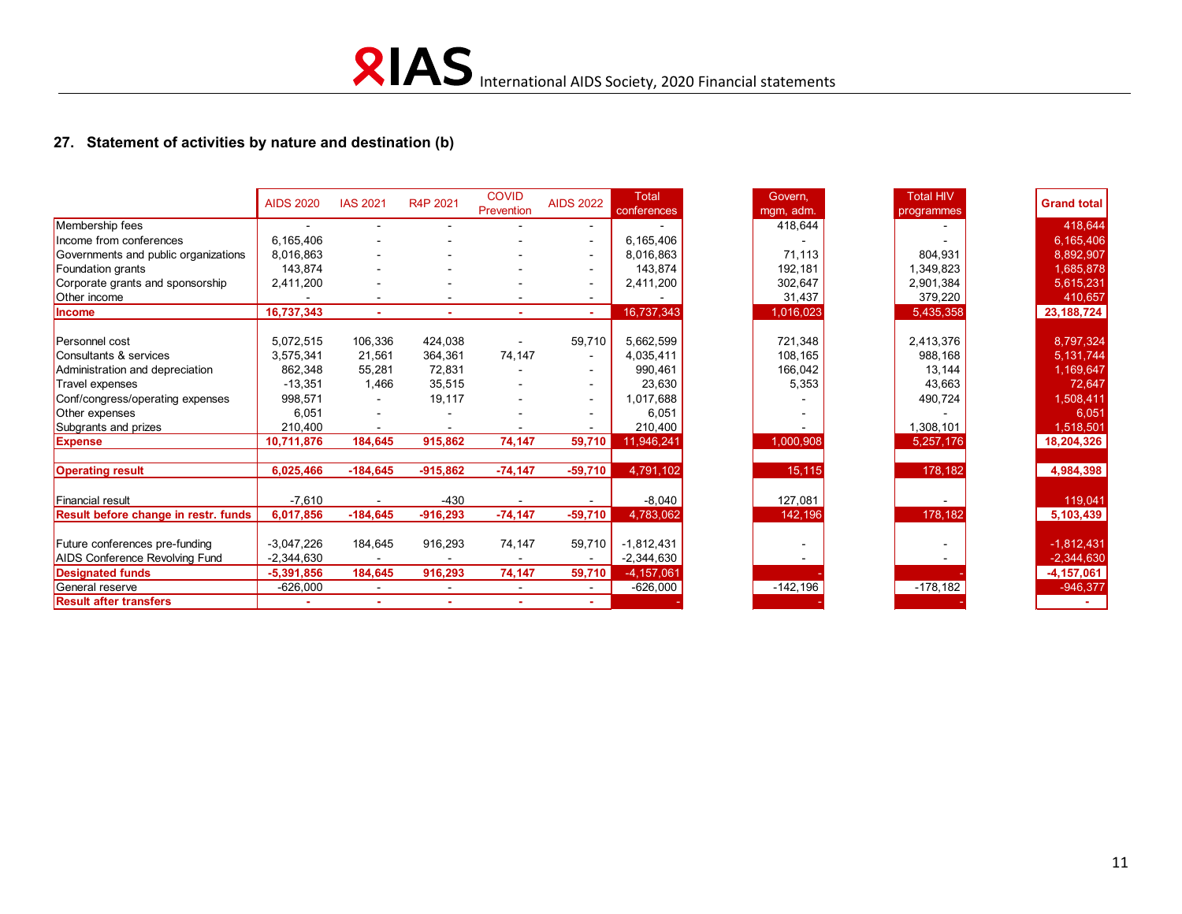## 27. Statement of activities by nature and destination (b)

| | AIDS 2020 | IAS 2021 | R4P 2021 | COVID Prevention | AIDS 2022 | Total conferences | Govern, mgm, adm. | Total HIV programmes | Grand total |
|---|---|---|---|---|---|---|---|---|---|
| Membership fees | - | - | - | - | - | - | 418,644 | - | 418,644 |
| Income from conferences | 6,165,406 | - | - | - | - | 6,165,406 | - | - | 6,165,406 |
| Governments and public organizations | 8,016,863 | - | - | - | - | 8,016,863 | 71,113 | 804,931 | 8,892,907 |
| Foundation grants | 143,874 | - | - | - | - | 143,874 | 192,181 | 1,349,823 | 1,685,878 |
| Corporate grants and sponsorship | 2,411,200 | - | - | - | - | 2,411,200 | 302,647 | 2,901,384 | 5,615,231 |
| Other income | - | - | - | - | - | - | 31,437 | 379,220 | 410,657 |
| **Income** | **16,737,343** | **-** | **-** | **-** | **-** | 16,737,343 | 1,016,023 | 5,435,358 | **23,188,724** |
| | | | | | | | | | |
| Personnel cost | 5,072,515 | 106,336 | 424,038 | - | 59,710 | 5,662,599 | 721,348 | 2,413,376 | 8,797,324 |
| Consultants & services | 3,575,341 | 21,561 | 364,361 | 74,147 | - | 4,035,411 | 108,165 | 988,168 | 5,131,744 |
| Administration and depreciation | 862,348 | 55,281 | 72,831 | - | - | 990,461 | 166,042 | 13,144 | 1,169,647 |
| Travel expenses | -13,351 | 1,466 | 35,515 | - | - | 23,630 | 5,353 | 43,663 | 72,647 |
| Conf/congress/operating expenses | 998,571 | - | 19,117 | - | - | 1,017,688 | - | 490,724 | 1,508,411 |
| Other expenses | 6,051 | - | - | - | - | 6,051 | - | - | 6,051 |
| Subgrants and prizes | 210,400 | - | - | - | - | 210,400 | - | 1,308,101 | 1,518,501 |
| **Expense** | **10,711,876** | **184,645** | **915,862** | **74,147** | **59,710** | 11,946,241 | 1,000,908 | 5,257,176 | **18,204,326** |
| | | | | | | | | | |
| **Operating result** | **6,025,466** | **-184,645** | **-915,862** | **-74,147** | **-59,710** | 4,791,102 | 15,115 | 178,182 | **4,984,398** |
| | | | | | | | | | |
| Financial result | -7,610 | - | -430 | - | - | -8,040 | 127,081 | - | 119,041 |
| **Result before change in restr. funds** | **6,017,856** | **-184,645** | **-916,293** | **-74,147** | **-59,710** | 4,783,062 | 142,196 | 178,182 | **5,103,439** |
| | | | | | | | | | |
| Future conferences pre-funding | -3,047,226 | 184,645 | 916,293 | 74,147 | 59,710 | -1,812,431 | - | - | -1,812,431 |
| AIDS Conference Revolving Fund | -2,344,630 | - | - | - | - | -2,344,630 | - | - | -2,344,630 |
| **Designated funds** | **-5,391,856** | **184,645** | **916,293** | **74,147** | **59,710** | -4,157,061 | - | - | **-4,157,061** |
| General reserve | -626,000 | - | - | - | - | -626,000 | -142,196 | -178,182 | -946,377 |
| **Result after transfers** | **-** | **-** | **-** | **-** | **-** | - | - | - | **-** |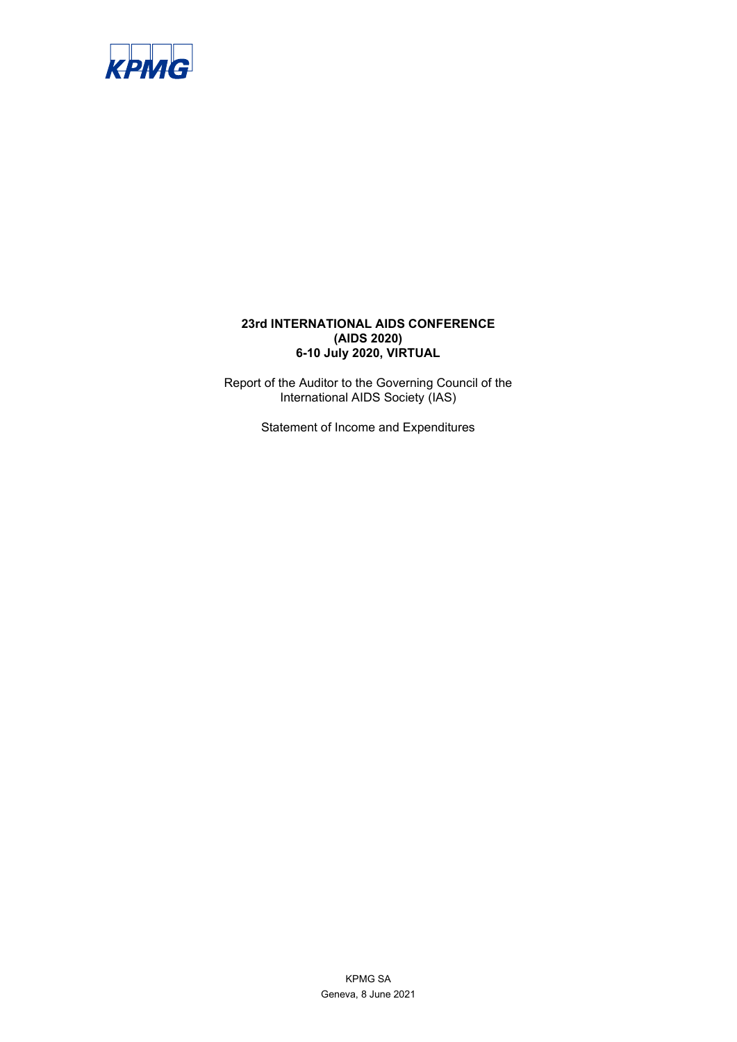**23rd INTERNATIONAL AIDS CONFERENCE**
**(AIDS 2020)**
**6-10 July 2020, VIRTUAL**

Report of the Auditor to the Governing Council of the International AIDS Society (IAS)

Statement of Income and Expenditures

KPMG SA
Geneva, 8 June 2021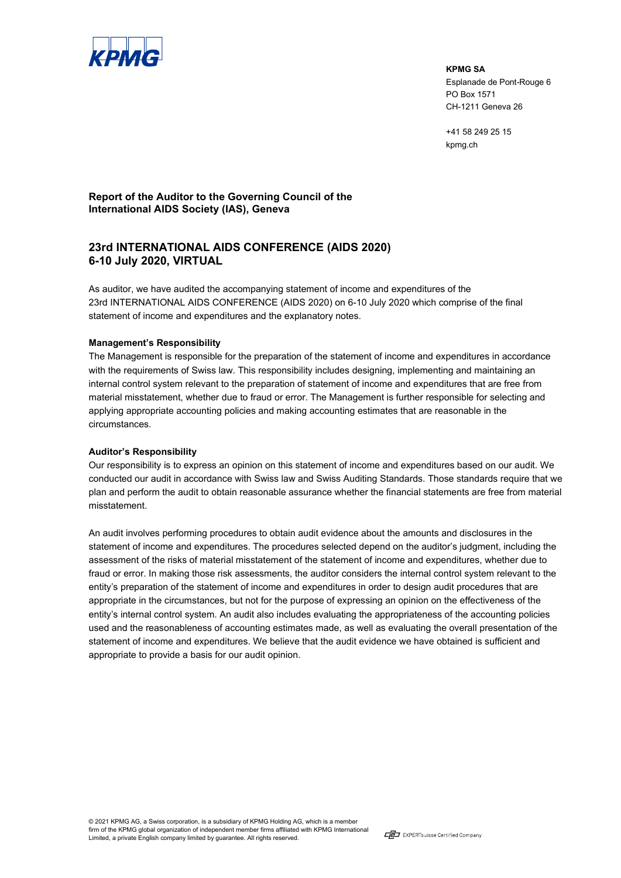KPMG

**KPMG SA**
Esplanade de Pont-Rouge 6
PO Box 1571
CH-1211 Geneva 26

+41 58 249 25 15
kpmg.ch

**Report of the Auditor to the Governing Council of the International AIDS Society (IAS), Geneva**

## 23rd INTERNATIONAL AIDS CONFERENCE (AIDS 2020) 6-10 July 2020, VIRTUAL

As auditor, we have audited the accompanying statement of income and expenditures of the 23rd INTERNATIONAL AIDS CONFERENCE (AIDS 2020) on 6-10 July 2020 which comprise of the final statement of income and expenditures and the explanatory notes.

**Management's Responsibility**

The Management is responsible for the preparation of the statement of income and expenditures in accordance with the requirements of Swiss law. This responsibility includes designing, implementing and maintaining an internal control system relevant to the preparation of statement of income and expenditures that are free from material misstatement, whether due to fraud or error. The Management is further responsible for selecting and applying appropriate accounting policies and making accounting estimates that are reasonable in the circumstances.

**Auditor's Responsibility**

Our responsibility is to express an opinion on this statement of income and expenditures based on our audit. We conducted our audit in accordance with Swiss law and Swiss Auditing Standards. Those standards require that we plan and perform the audit to obtain reasonable assurance whether the financial statements are free from material misstatement.

An audit involves performing procedures to obtain audit evidence about the amounts and disclosures in the statement of income and expenditures. The procedures selected depend on the auditor's judgment, including the assessment of the risks of material misstatement of the statement of income and expenditures, whether due to fraud or error. In making those risk assessments, the auditor considers the internal control system relevant to the entity's preparation of the statement of income and expenditures in order to design audit procedures that are appropriate in the circumstances, but not for the purpose of expressing an opinion on the effectiveness of the entity's internal control system. An audit also includes evaluating the appropriateness of the accounting policies used and the reasonableness of accounting estimates made, as well as evaluating the overall presentation of the statement of income and expenditures. We believe that the audit evidence we have obtained is sufficient and appropriate to provide a basis for our audit opinion.

© 2021 KPMG AG, a Swiss corporation, is a subsidiary of KPMG Holding AG, which is a member firm of the KPMG global organization of independent member firms affiliated with KPMG International Limited, a private English company limited by guarantee. All rights reserved.

EXPERTsuisse Certified Company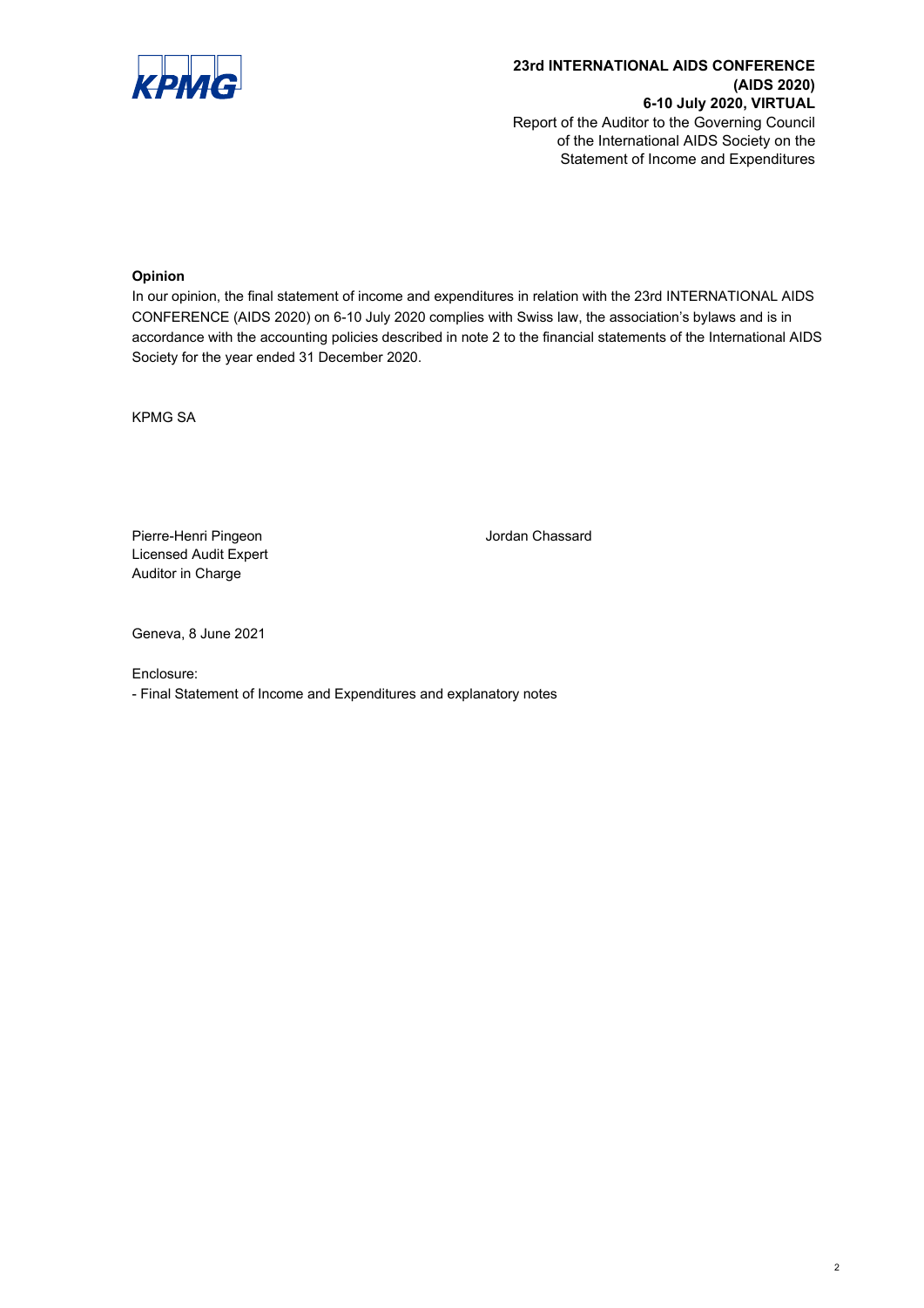**23rd INTERNATIONAL AIDS CONFERENCE (AIDS 2020)**
**6-10 July 2020, VIRTUAL**
Report of the Auditor to the Governing Council of the International AIDS Society on the Statement of Income and Expenditures

**Opinion**

In our opinion, the final statement of income and expenditures in relation with the 23rd INTERNATIONAL AIDS CONFERENCE (AIDS 2020) on 6-10 July 2020 complies with Swiss law, the association's bylaws and is in accordance with the accounting policies described in note 2 to the financial statements of the International AIDS Society for the year ended 31 December 2020.

KPMG SA

Pierre-Henri Pingeon
Licensed Audit Expert
Auditor in Charge

Jordan Chassard

Geneva, 8 June 2021

Enclosure:
- Final Statement of Income and Expenditures and explanatory notes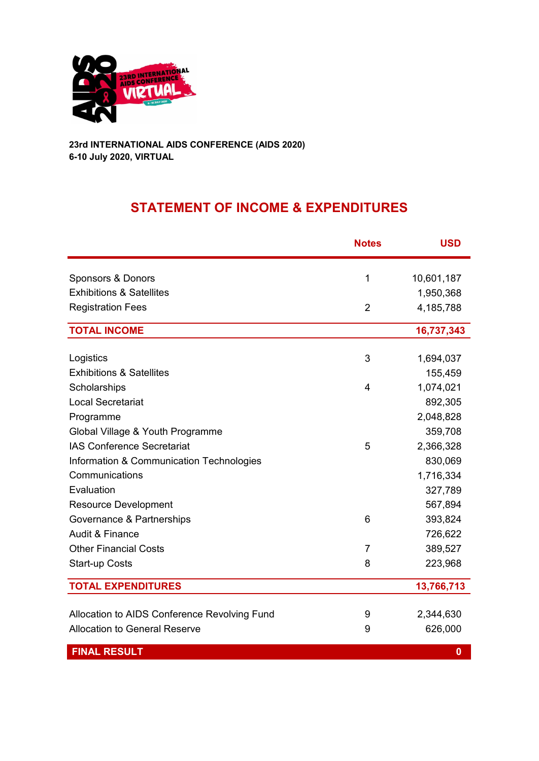**23rd INTERNATIONAL AIDS CONFERENCE (AIDS 2020)**
**6-10 July 2020, VIRTUAL**

## STATEMENT OF INCOME & EXPENDITURES

| | Notes | USD |
|---|---|---|
| Sponsors & Donors | 1 | 10,601,187 |
| Exhibitions & Satellites | | 1,950,368 |
| Registration Fees | 2 | 4,185,788 |
| **TOTAL INCOME** | | **16,737,343** |
| Logistics | 3 | 1,694,037 |
| Exhibitions & Satellites | | 155,459 |
| Scholarships | 4 | 1,074,021 |
| Local Secretariat | | 892,305 |
| Programme | | 2,048,828 |
| Global Village & Youth Programme | | 359,708 |
| IAS Conference Secretariat | 5 | 2,366,328 |
| Information & Communication Technologies | | 830,069 |
| Communications | | 1,716,334 |
| Evaluation | | 327,789 |
| Resource Development | | 567,894 |
| Governance & Partnerships | 6 | 393,824 |
| Audit & Finance | | 726,622 |
| Other Financial Costs | 7 | 389,527 |
| Start-up Costs | 8 | 223,968 |
| **TOTAL EXPENDITURES** | | **13,766,713** |
| Allocation to AIDS Conference Revolving Fund | 9 | 2,344,630 |
| Allocation to General Reserve | 9 | 626,000 |
| **FINAL RESULT** | | **0** |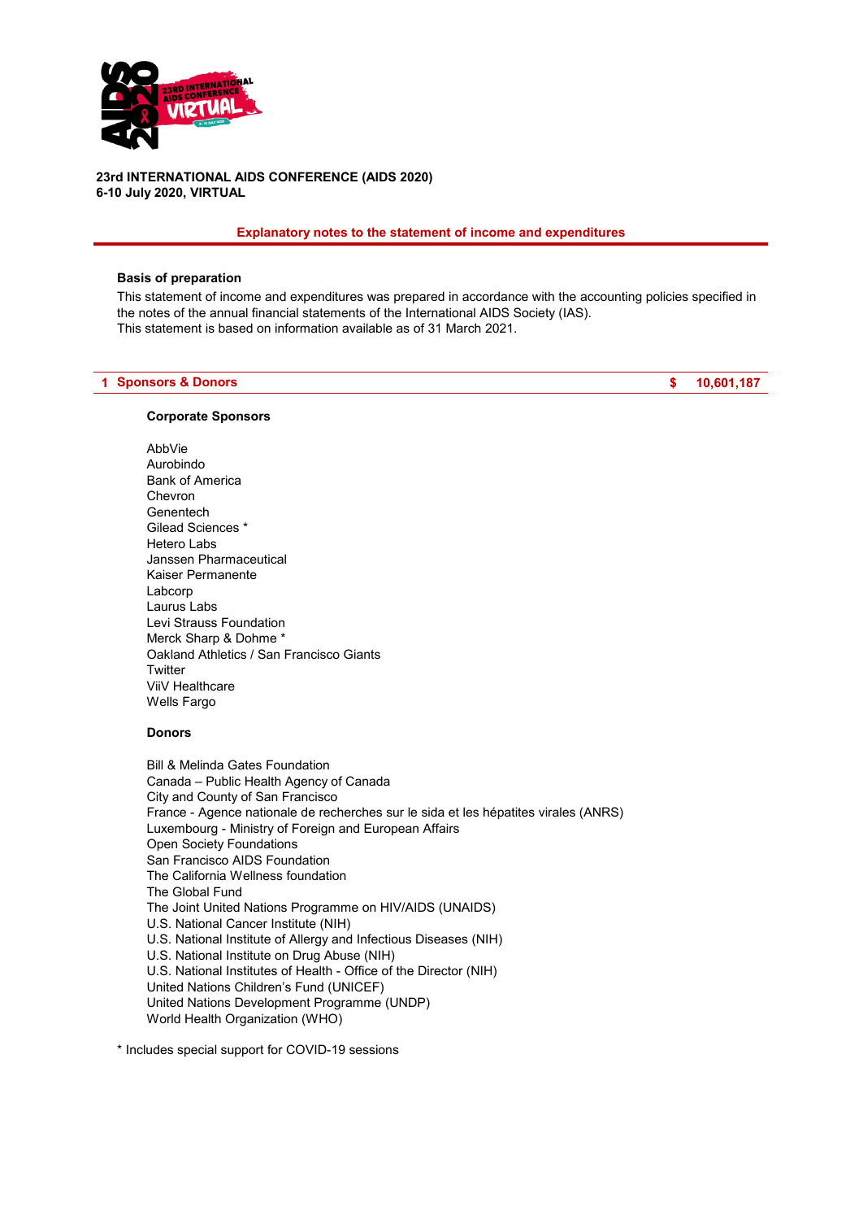**23rd INTERNATIONAL AIDS CONFERENCE (AIDS 2020)**
**6-10 July 2020, VIRTUAL**

## Explanatory notes to the statement of income and expenditures

### Basis of preparation

This statement of income and expenditures was prepared in accordance with the accounting policies specified in the notes of the annual financial statements of the International AIDS Society (IAS).
This statement is based on information available as of 31 March 2021.

## 1 Sponsors & Donors — $ 10,601,187

### Corporate Sponsors

AbbVie
Aurobindo
Bank of America
Chevron
Genentech
Gilead Sciences *
Hetero Labs
Janssen Pharmaceutical
Kaiser Permanente
Labcorp
Laurus Labs
Levi Strauss Foundation
Merck Sharp & Dohme *
Oakland Athletics / San Francisco Giants
Twitter
ViiV Healthcare
Wells Fargo

### Donors

Bill & Melinda Gates Foundation
Canada – Public Health Agency of Canada
City and County of San Francisco
France - Agence nationale de recherches sur le sida et les hépatites virales (ANRS)
Luxembourg - Ministry of Foreign and European Affairs
Open Society Foundations
San Francisco AIDS Foundation
The California Wellness foundation
The Global Fund
The Joint United Nations Programme on HIV/AIDS (UNAIDS)
U.S. National Cancer Institute (NIH)
U.S. National Institute of Allergy and Infectious Diseases (NIH)
U.S. National Institute on Drug Abuse (NIH)
U.S. National Institutes of Health - Office of the Director (NIH)
United Nations Children's Fund (UNICEF)
United Nations Development Programme (UNDP)
World Health Organization (WHO)

\* Includes special support for COVID-19 sessions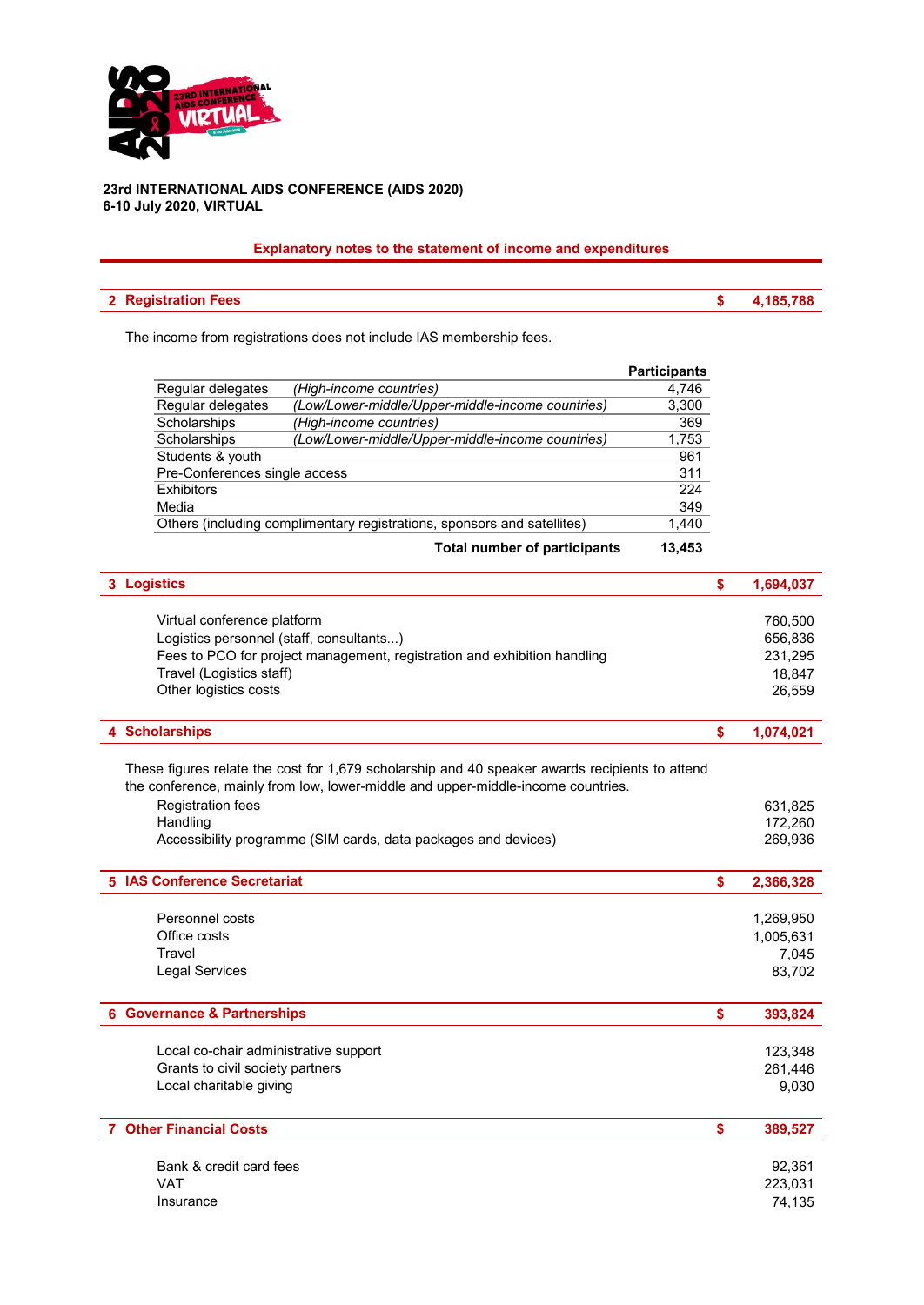**23rd INTERNATIONAL AIDS CONFERENCE (AIDS 2020)**
**6-10 July 2020, VIRTUAL**

## Explanatory notes to the statement of income and expenditures

### 2 Registration Fees — $ 4,185,788

The income from registrations does not include IAS membership fees.

| | | Participants |
|---|---|---|
| Regular delegates | *(High-income countries)* | 4,746 |
| Regular delegates | *(Low/Lower-middle/Upper-middle-income countries)* | 3,300 |
| Scholarships | *(High-income countries)* | 369 |
| Scholarships | *(Low/Lower-middle/Upper-middle-income countries)* | 1,753 |
| Students & youth | | 961 |
| Pre-Conferences single access | | 311 |
| Exhibitors | | 224 |
| Media | | 349 |
| Others (including complimentary registrations, sponsors and satellites) | | 1,440 |
| | **Total number of participants** | **13,453** |

### 3 Logistics — $ 1,694,037

| | |
|---|---|
| Virtual conference platform | 760,500 |
| Logistics personnel (staff, consultants...) | 656,836 |
| Fees to PCO for project management, registration and exhibition handling | 231,295 |
| Travel (Logistics staff) | 18,847 |
| Other logistics costs | 26,559 |

### 4 Scholarships — $ 1,074,021

These figures relate the cost for 1,679 scholarship and 40 speaker awards recipients to attend the conference, mainly from low, lower-middle and upper-middle-income countries.

| | |
|---|---|
| Registration fees | 631,825 |
| Handling | 172,260 |
| Accessibility programme (SIM cards, data packages and devices) | 269,936 |

### 5 IAS Conference Secretariat — $ 2,366,328

| | |
|---|---|
| Personnel costs | 1,269,950 |
| Office costs | 1,005,631 |
| Travel | 7,045 |
| Legal Services | 83,702 |

### 6 Governance & Partnerships — $ 393,824

| | |
|---|---|
| Local co-chair administrative support | 123,348 |
| Grants to civil society partners | 261,446 |
| Local charitable giving | 9,030 |

### 7 Other Financial Costs — $ 389,527

| | |
|---|---|
| Bank & credit card fees | 92,361 |
| VAT | 223,031 |
| Insurance | 74,135 |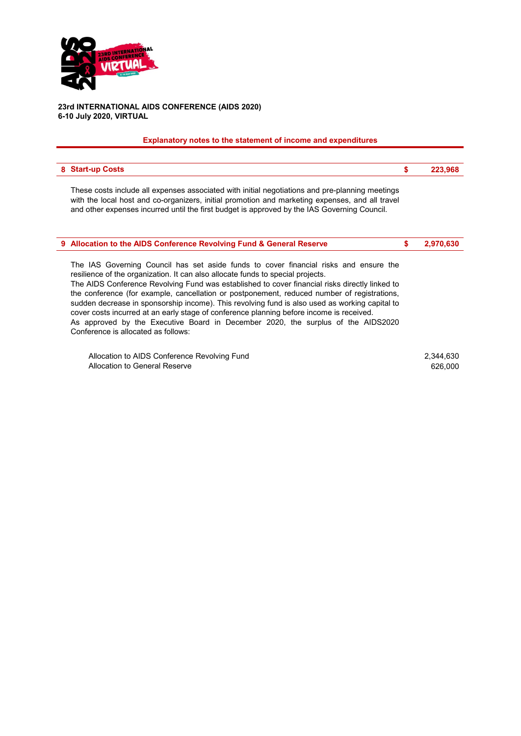**23rd INTERNATIONAL AIDS CONFERENCE (AIDS 2020)**
**6-10 July 2020, VIRTUAL**

## Explanatory notes to the statement of income and expenditures

| | | |
|---|---|---|
| **8 Start-up Costs** | **$** | **223,968** |

These costs include all expenses associated with initial negotiations and pre-planning meetings with the local host and co-organizers, initial promotion and marketing expenses, and all travel and other expenses incurred until the first budget is approved by the IAS Governing Council.

| | | |
|---|---|---|
| **9 Allocation to the AIDS Conference Revolving Fund & General Reserve** | **$** | **2,970,630** |

The IAS Governing Council has set aside funds to cover financial risks and ensure the resilience of the organization. It can also allocate funds to special projects.
The AIDS Conference Revolving Fund was established to cover financial risks directly linked to the conference (for example, cancellation or postponement, reduced number of registrations, sudden decrease in sponsorship income). This revolving fund is also used as working capital to cover costs incurred at an early stage of conference planning before income is received.
As approved by the Executive Board in December 2020, the surplus of the AIDS2020 Conference is allocated as follows:

| | |
|---|---|
| Allocation to AIDS Conference Revolving Fund | 2,344,630 |
| Allocation to General Reserve | 626,000 |